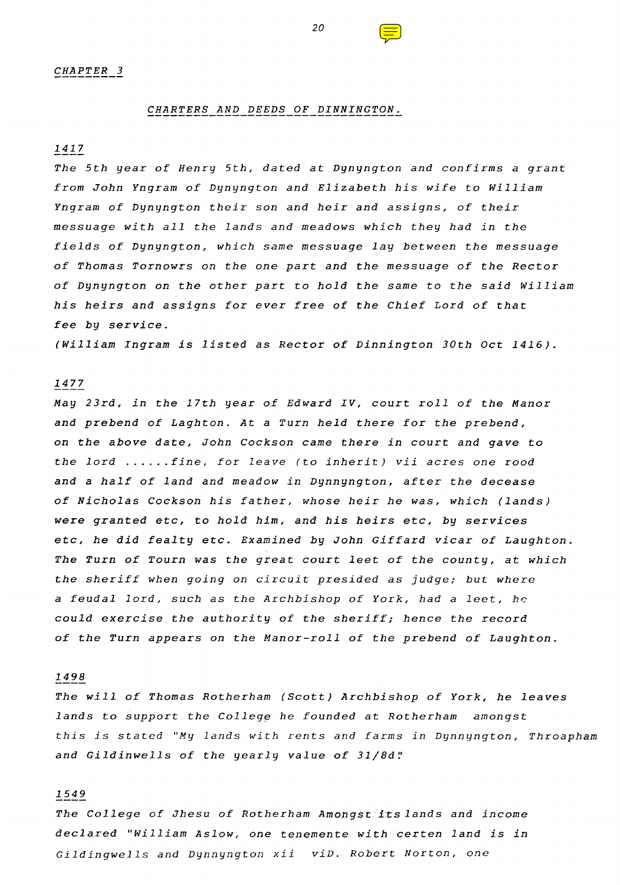## CHAPTER 3

### CHARTERS AND DEEDS OF DINNINGTON.

#### 1417

*The 5th year of Henry 5th, dated at Dynyngton and confirms a grant from John Yngram of Dynyngton and Elizabeth his wife to William Yngram of Dynyngton their son and heir and assigns, of their messuage with all the lands and meadows which they had in the fields of Dynyngton, which same messuage lay between the messuage of Thomas Tornowrs on the one part and the messuage of the Rector of Dynyngton on the other part to hold the same to the said William his heirs and assigns for ever free of the Chief Lord of that fee by service.*

*(William Ingram is listed as Rector of Dinnington 30th Oct 1416).*

#### 1477

*May 23rd, in the 17th year of Edward IV, court roll of the Manor and prebend of Laghton. At a Turn held there for the prebend, on the above date, John Cockson came there in court and gave to the lord ......fine, for leave (to inherit) vii acres one rood and a half of land and meadow in Dynnyngton, after the decease of Nicholas Cockson his father, whose heir he was, which (lands) were granted etc, to hold him, and his heirs etc, by services etc, he did fealty etc. Examined by John Giffard vicar of Laughton. The Turn of Tourn was the great court leet of the county, at which the sheriff when going on circuit presided as judge; but where a feudal lord, such as the Archbishop of York, had a leet, he could exercise the authority of the sheriff; hence the record of the Turn appears on the Manor-roll of the prebend of Laughton.*

#### 1498

*The will of Thomas Rotherham (Scott) Archbishop of York, he leaves lands to support the College he founded at Rotherham amongst this is stated "My lands with rents and farms in Dynnyngton, Throapham and Gildinwells of the yearly value of 31/8d"*

#### 1549

*The College of Jhesu of Rotherham Amongst its lands and income declared "William Aslow, one tenemente with certen land is in Gildingwells and Dynnyngton xii viD. Robert Norton, one*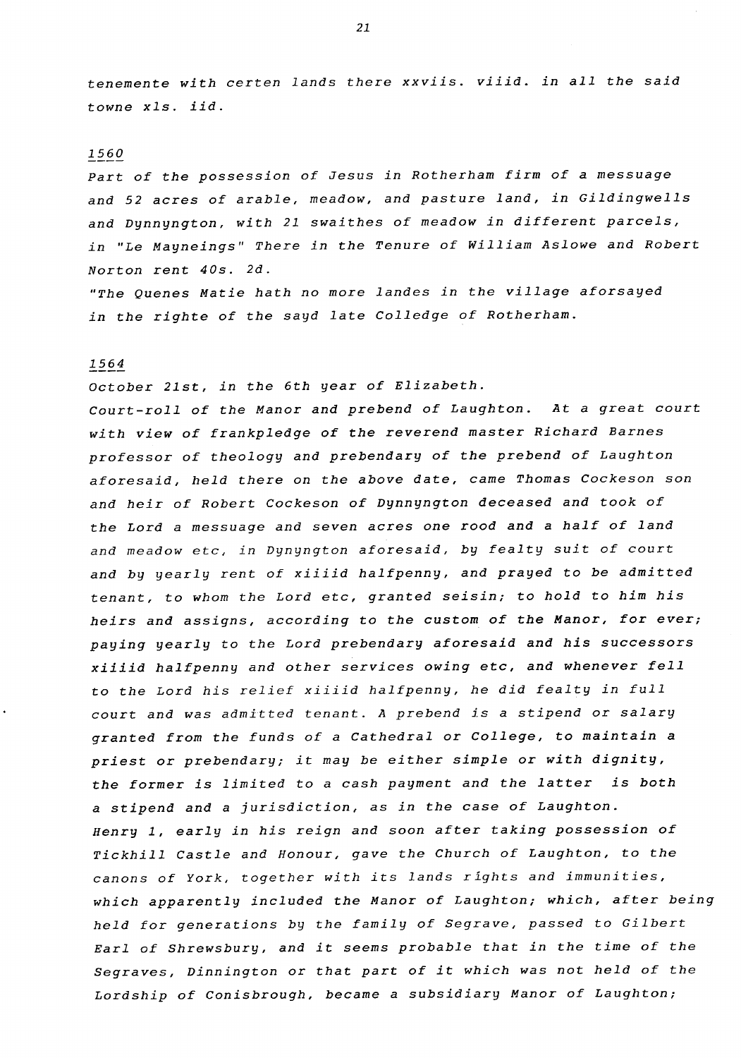*tenemente with certen lands there xxviis. viiid. in all the said towne xls. iid.*

*1560*

*Part of the possession of Jesus in Rotherham firm of a messuage and 52 acres of arable, meadow, and pasture land, in Gildingwells and Dynnyngton, with 21 swaithes of meadow in different parcels, in "Le Mayneings" There in the Tenure of William Aslowe and Robert Norton rent 40s. 2d.*

*"The Quenes Matie hath no more landes in the village aforsayed in the righte of the sayd late Colledge of Rotherham.*

*1564*

*October 21st, in the 6th year of Elizabeth.*

*Court-roll of the Manor and prebend of Laughton. At a great court with view of frankpledge of the reverend master Richard Barnes professor of theology and prebendary of the prebend of Laughton aforesaid, held there on the above date, came Thomas Cockeson son and heir of Robert Cockeson of Dynnyngton deceased and took of the Lord a messuage and seven acres one rood and a half of land and meadow etc, in Dynyngton aforesaid, by fealty suit of court and by yearly rent of xiiiid halfpenny, and prayed to be admitted tenant, to whom the Lord etc, granted seisin; to hold to him his heirs and assigns, according to the custom of the Manor, for ever; paying yearly to the Lord prebendary aforesaid and his successors xiiiid halfpenny and other services owing etc, and whenever fell to the Lord his relief xiiiid halfpenny, he did fealty in full court and was admitted tenant. A prebend is a stipend or salary granted from the funds of a Cathedral or College, to maintain a priest or prebendary; it may be either simple or with dignity, the former is limited to a cash payment and the latter is both a stipend and a jurisdiction, as in the case of Laughton. Henry 1, early in his reign and soon after taking possession of Tickhill Castle and Honour, gave the Church of Laughton, to the canons of York, together with its lands rights and immunities, which apparently included the Manor of Laughton; which, after being held for generations by the family of Segrave, passed to Gilbert Earl of Shrewsbury, and it seems probable that in the time of the Segraves, Dinnington or that part of it which was not held of the Lordship of Conisbrough, became a subsidiary Manor of Laughton;*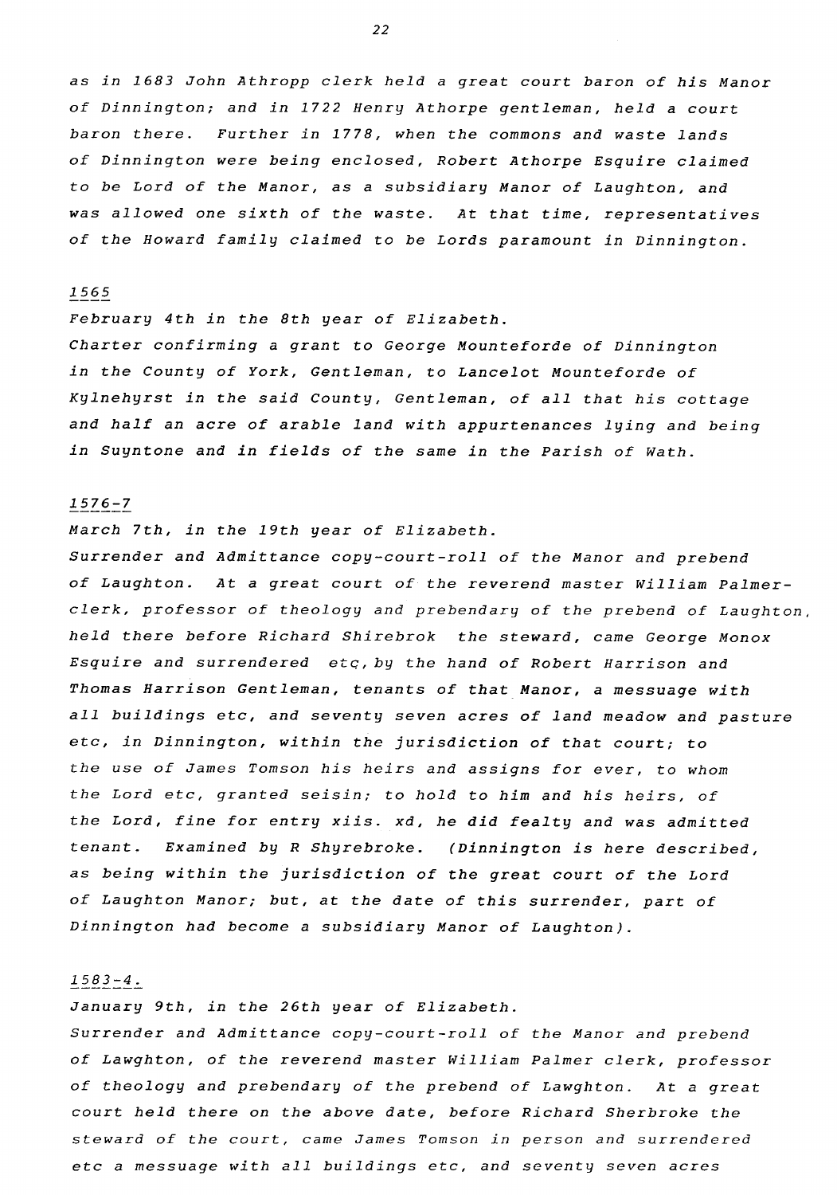*as in 1683 John Athropp clerk held a great court baron of his Manor of Dinnington; and in 1722 Henry Athorpe gentleman, held a court baron there. Further in 1778, when the commons and waste lands of Dinnington were being enclosed, Robert Athorpe Esquire claimed to be Lord of the Manor, as a subsidiary Manor of Laughton, and was allowed one sixth of the waste. At that time, representatives of the Howard family claimed to be Lords paramount in Dinnington.*

*1565*

*February 4th in the 8th year of Elizabeth.*
*Charter confirming a grant to George Mounteforde of Dinnington in the County of York, Gentleman, to Lancelot Mounteforde of Kylnehyrst in the said County, Gentleman, of all that his cottage and half an acre of arable land with appurtenances lying and being in Suyntone and in fields of the same in the Parish of Wath.*

*1576-7*

*March 7th, in the 19th year of Elizabeth.*
*Surrender and Admittance copy-court-roll of the Manor and prebend of Laughton. At a great court of the reverend master William Palmer-clerk, professor of theology and prebendary of the prebend of Laughton, held there before Richard Shirebrok the steward, came George Monox Esquire and surrendered etc, by the hand of Robert Harrison and Thomas Harrison Gentleman, tenants of that Manor, a messuage with all buildings etc, and seventy seven acres of land meadow and pasture etc, in Dinnington, within the jurisdiction of that court; to the use of James Tomson his heirs and assigns for ever, to whom the Lord etc, granted seisin; to hold to him and his heirs, of the Lord, fine for entry xiis. xd, he did fealty and was admitted tenant. Examined by R Shyrebroke. (Dinnington is here described, as being within the jurisdiction of the great court of the Lord of Laughton Manor; but, at the date of this surrender, part of Dinnington had become a subsidiary Manor of Laughton).*

*1583-4.*

*January 9th, in the 26th year of Elizabeth.*
*Surrender and Admittance copy-court-roll of the Manor and prebend of Lawghton, of the reverend master William Palmer clerk, professor of theology and prebendary of the prebend of Lawghton. At a great court held there on the above date, before Richard Sherbroke the steward of the court, came James Tomson in person and surrendered etc a messuage with all buildings etc, and seventy seven acres*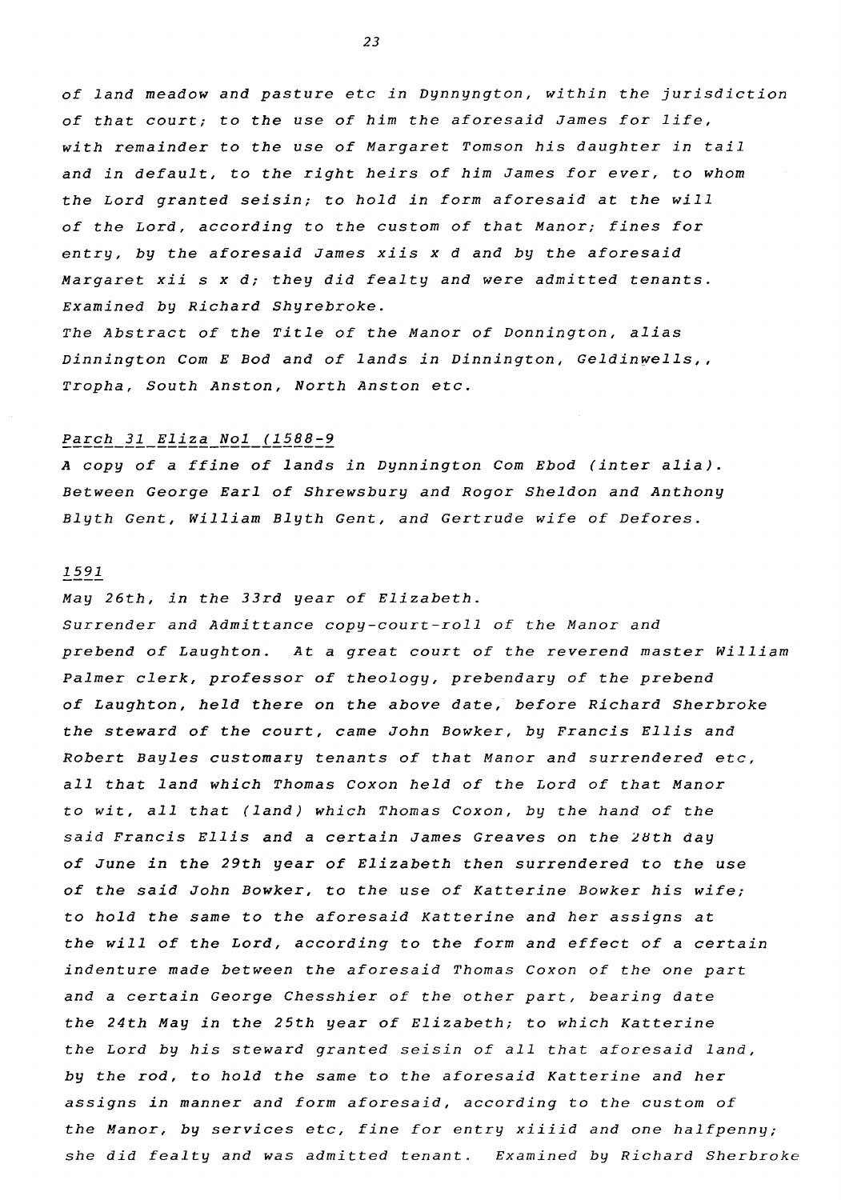*of land meadow and pasture etc in Dynnyngton, within the jurisdiction of that court; to the use of him the aforesaid James for life, with remainder to the use of Margaret Tomson his daughter in tail and in default, to the right heirs of him James for ever, to whom the Lord granted seisin; to hold in form aforesaid at the will of the Lord, according to the custom of that Manor; fines for entry, by the aforesaid James xiis x d and by the aforesaid Margaret xii s x d; they did fealty and were admitted tenants. Examined by Richard Shyrebroke.*

*The Abstract of the Title of the Manor of Donnington, alias Dinnington Com E Bod and of lands in Dinnington, Geldinwells,, Tropha, South Anston, North Anston etc.*

*Parch 31 Eliza No1 (1588-9*

*A copy of a ffine of lands in Dynnington Com Ebod (inter alia). Between George Earl of Shrewsbury and Rogor Sheldon and Anthony Blyth Gent, William Blyth Gent, and Gertrude wife of Defores.*

*1591*

*May 26th, in the 33rd year of Elizabeth.*

*Surrender and Admittance copy-court-roll of the Manor and prebend of Laughton. At a great court of the reverend master William Palmer clerk, professor of theology, prebendary of the prebend of Laughton, held there on the above date, before Richard Sherbroke the steward of the court, came John Bowker, by Francis Ellis and Robert Bayles customary tenants of that Manor and surrendered etc, all that land which Thomas Coxon held of the Lord of that Manor to wit, all that (land) which Thomas Coxon, by the hand of the said Francis Ellis and a certain James Greaves on the 28th day of June in the 29th year of Elizabeth then surrendered to the use of the said John Bowker, to the use of Katterine Bowker his wife; to hold the same to the aforesaid Katterine and her assigns at the will of the Lord, according to the form and effect of a certain indenture made between the aforesaid Thomas Coxon of the one part and a certain George Chesshier of the other part, bearing date the 24th May in the 25th year of Elizabeth; to which Katterine the Lord by his steward granted seisin of all that aforesaid land, by the rod, to hold the same to the aforesaid Katterine and her assigns in manner and form aforesaid, according to the custom of the Manor, by services etc, fine for entry xiiiid and one halfpenny; she did fealty and was admitted tenant. Examined by Richard Sherbroke*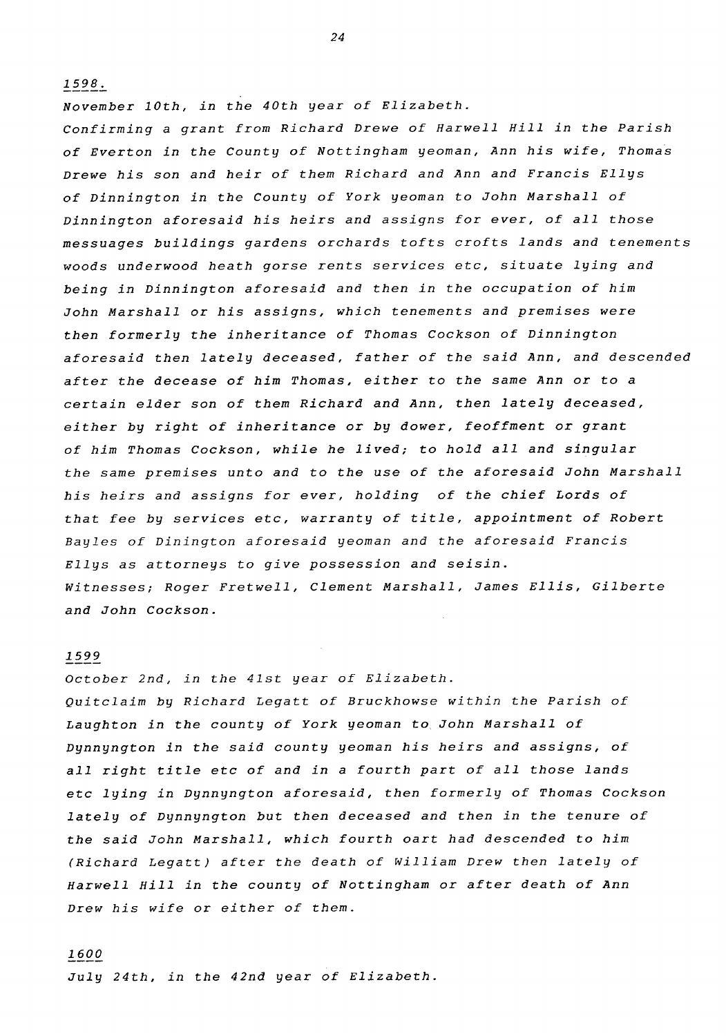1598.

*November 10th, in the 40th year of Elizabeth.*

*Confirming a grant from Richard Drewe of Harwell Hill in the Parish of Everton in the County of Nottingham yeoman, Ann his wife, Thomas Drewe his son and heir of them Richard and Ann and Francis Ellys of Dinnington in the County of York yeoman to John Marshall of Dinnington aforesaid his heirs and assigns for ever, of all those messuages buildings gardens orchards tofts crofts lands and tenements woods underwood heath gorse rents services etc, situate lying and being in Dinnington aforesaid and then in the occupation of him John Marshall or his assigns, which tenements and premises were then formerly the inheritance of Thomas Cockson of Dinnington aforesaid then lately deceased, father of the said Ann, and descended after the decease of him Thomas, either to the same Ann or to a certain elder son of them Richard and Ann, then lately deceased, either by right of inheritance or by dower, feoffment or grant of him Thomas Cockson, while he lived; to hold all and singular the same premises unto and to the use of the aforesaid John Marshall his heirs and assigns for ever, holding of the chief Lords of that fee by services etc, warranty of title, appointment of Robert Bayles of Dinington aforesaid yeoman and the aforesaid Francis Ellys as attorneys to give possession and seisin.*

*Witnesses; Roger Fretwell, Clement Marshall, James Ellis, Gilberte and John Cockson.*

1599

*October 2nd, in the 41st year of Elizabeth.*

*Quitclaim by Richard Legatt of Bruckhowse within the Parish of Laughton in the county of York yeoman to John Marshall of Dynnyngton in the said county yeoman his heirs and assigns, of all right title etc of and in a fourth part of all those lands etc lying in Dynnyngton aforesaid, then formerly of Thomas Cockson lately of Dynnyngton but then deceased and then in the tenure of the said John Marshall, which fourth oart had descended to him (Richard Legatt) after the death of William Drew then lately of Harwell Hill in the county of Nottingham or after death of Ann Drew his wife or either of them.*

1600

*July 24th, in the 42nd year of Elizabeth.*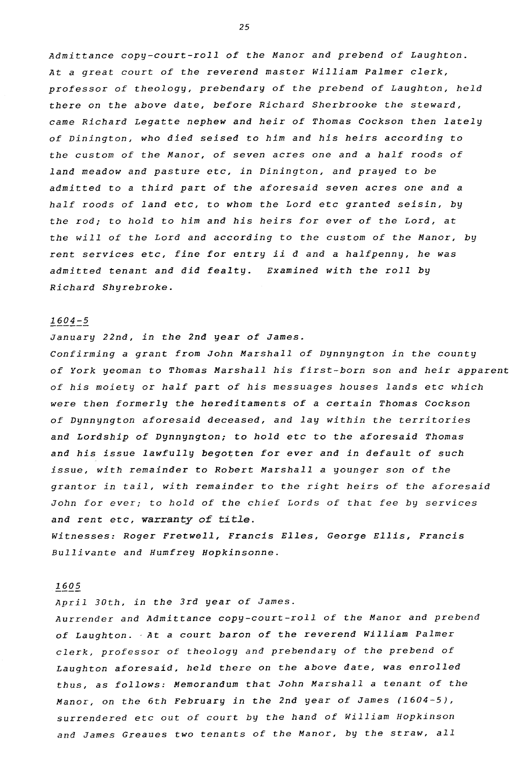*Admittance copy-court-roll of the Manor and prebend of Laughton. At a great court of the reverend master William Palmer clerk, professor of theology, prebendary of the prebend of Laughton, held there on the above date, before Richard Sherbrooke the steward, came Richard Legatte nephew and heir of Thomas Cockson then lately of Dinington, who died seised to him and his heirs according to the custom of the Manor, of seven acres one and a half roods of land meadow and pasture etc, in Dinington, and prayed to be admitted to a third part of the aforesaid seven acres one and a half roods of land etc, to whom the Lord etc granted seisin, by the rod; to hold to him and his heirs for ever of the Lord, at the will of the Lord and according to the custom of the Manor, by rent services etc, fine for entry ii d and a halfpenny, he was admitted tenant and did fealty. Examined with the roll by Richard Shyrebroke.*

<u>*1604-5*</u>

*January 22nd, in the 2nd year of James.*
*Confirming a grant from John Marshall of Dynnyngton in the county of York yeoman to Thomas Marshall his first-born son and heir apparent of his moiety or half part of his messuages houses lands etc which were then formerly the hereditaments of a certain Thomas Cockson of Dynnyngton aforesaid deceased, and lay within the territories and Lordship of Dynnyngton; to hold etc to the aforesaid Thomas and his issue lawfully begotten for ever and in default of such issue, with remainder to Robert Marshall a younger son of the grantor in tail, with remainder to the right heirs of the aforesaid John for ever; to hold of the chief Lords of that fee by services and rent etc, warranty of title.*
*Witnesses: Roger Fretwell, Francis Elles, George Ellis, Francis Bullivante and Humfrey Hopkinsonne.*

<u>*1605*</u>

*April 30th, in the 3rd year of James.*
*Aurrender and Admittance copy-court-roll of the Manor and prebend of Laughton. At a court baron of the reverend William Palmer clerk, professor of theology and prebendary of the prebend of Laughton aforesaid, held there on the above date, was enrolled thus, as follows: Memorandum that John Marshall a tenant of the Manor, on the 6th February in the 2nd year of James (1604-5), surrendered etc out of court by the hand of William Hopkinson and James Greaues two tenants of the Manor, by the straw, all*